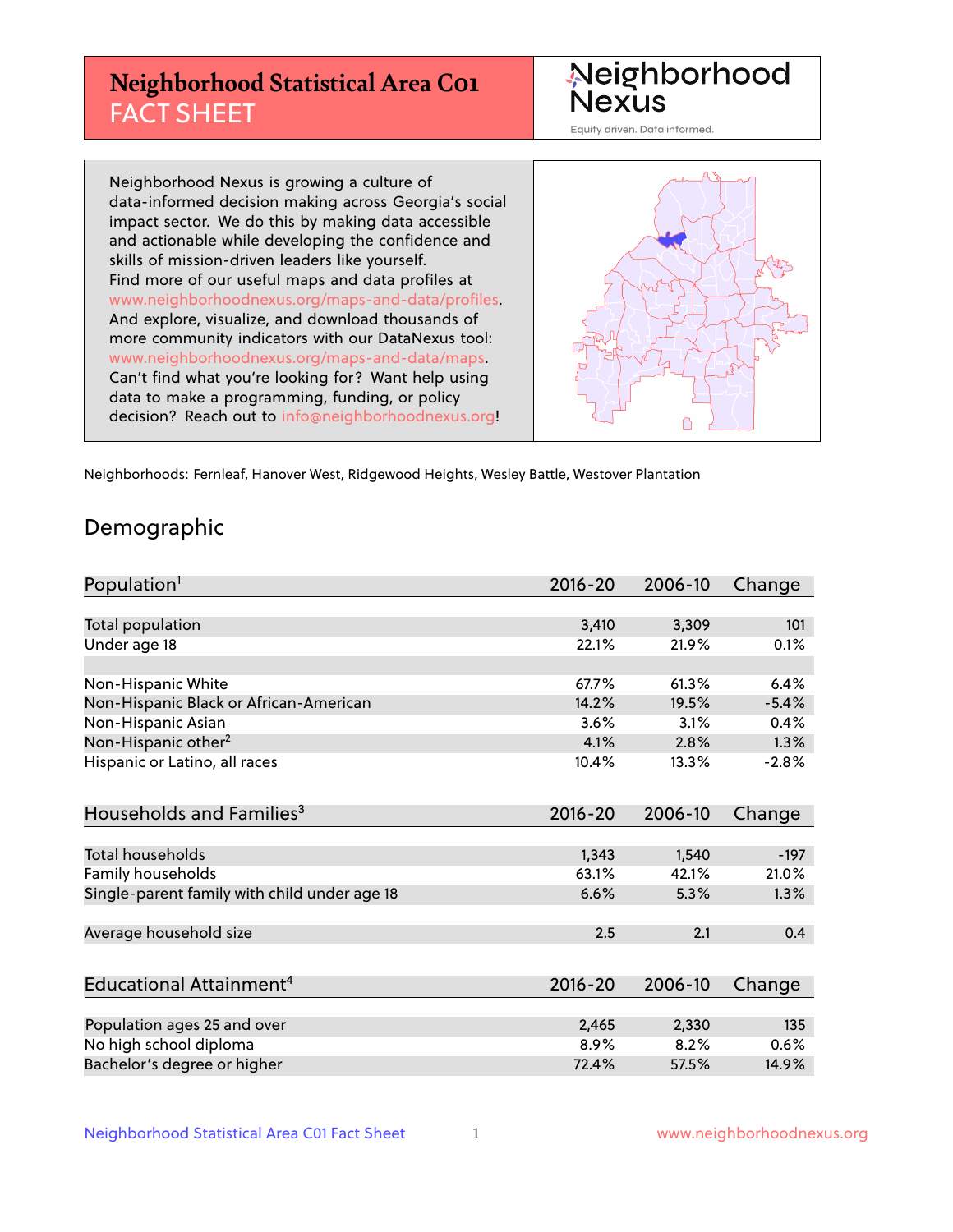# Neighborhood Statistical Area C01 FACT SHEET

Neighborhood Nexus
Equity driven. Data informed.

Neighborhood Nexus is growing a culture of data-informed decision making across Georgia's social impact sector. We do this by making data accessible and actionable while developing the confidence and skills of mission-driven leaders like yourself. Find more of our useful maps and data profiles at www.neighborhoodnexus.org/maps-and-data/profiles. And explore, visualize, and download thousands of more community indicators with our DataNexus tool: www.neighborhoodnexus.org/maps-and-data/maps. Can't find what you're looking for? Want help using data to make a programming, funding, or policy decision? Reach out to info@neighborhoodnexus.org!

Neighborhoods: Fernleaf, Hanover West, Ridgewood Heights, Wesley Battle, Westover Plantation

## Demographic

| Population[1] | 2016-20 | 2006-10 | Change |
|---|---|---|---|
| Total population | 3,410 | 3,309 | 101 |
| Under age 18 | 22.1% | 21.9% | 0.1% |
| | | | |
| Non-Hispanic White | 67.7% | 61.3% | 6.4% |
| Non-Hispanic Black or African-American | 14.2% | 19.5% | -5.4% |
| Non-Hispanic Asian | 3.6% | 3.1% | 0.4% |
| Non-Hispanic other[2] | 4.1% | 2.8% | 1.3% |
| Hispanic or Latino, all races | 10.4% | 13.3% | -2.8% |

| Households and Families[3] | 2016-20 | 2006-10 | Change |
|---|---|---|---|
| Total households | 1,343 | 1,540 | -197 |
| Family households | 63.1% | 42.1% | 21.0% |
| Single-parent family with child under age 18 | 6.6% | 5.3% | 1.3% |
| | | | |
| Average household size | 2.5 | 2.1 | 0.4 |

| Educational Attainment[4] | 2016-20 | 2006-10 | Change |
|---|---|---|---|
| Population ages 25 and over | 2,465 | 2,330 | 135 |
| No high school diploma | 8.9% | 8.2% | 0.6% |
| Bachelor's degree or higher | 72.4% | 57.5% | 14.9% |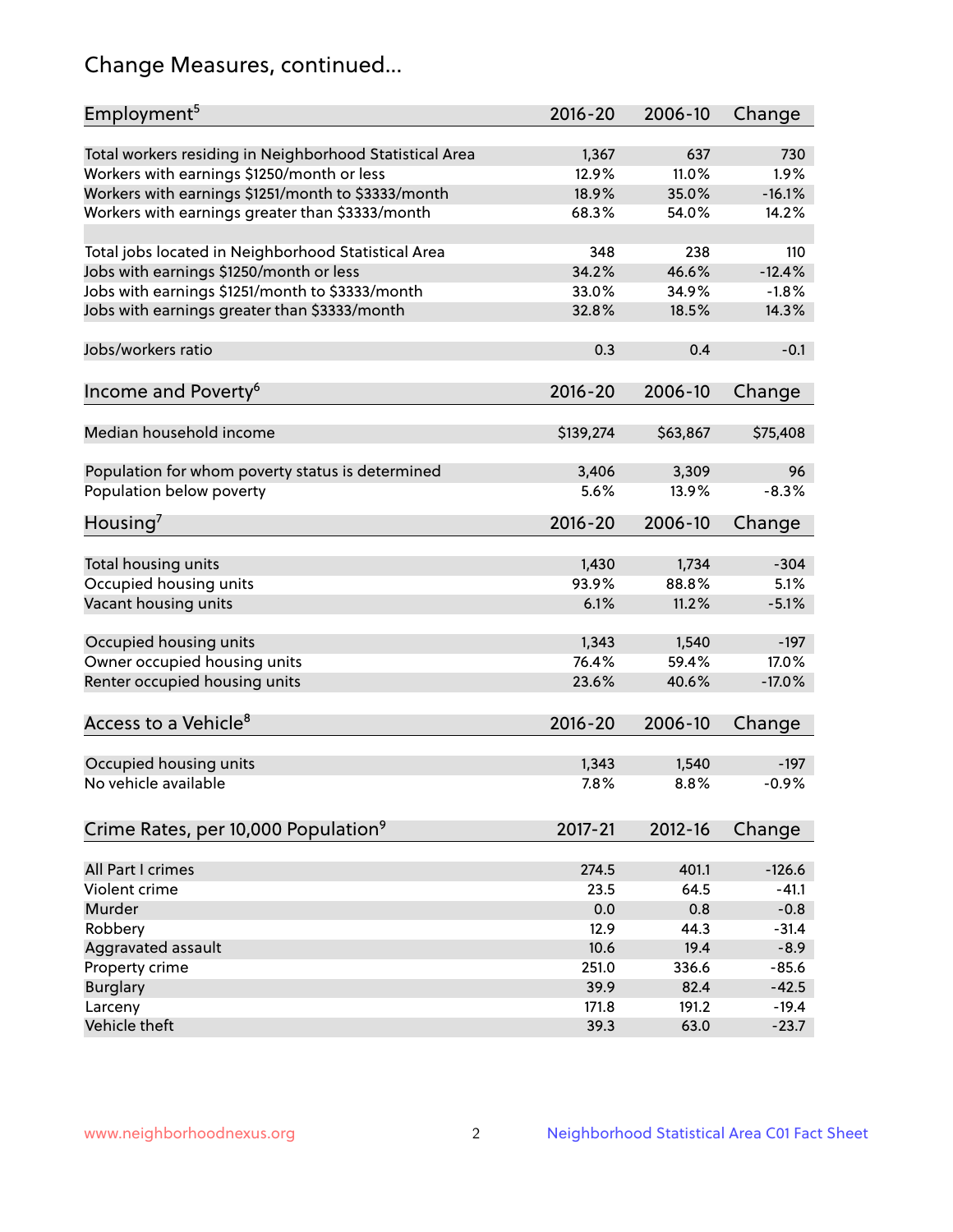## Change Measures, continued...

| Employment[5] | 2016-20 | 2006-10 | Change |
|---|---|---|---|
| Total workers residing in Neighborhood Statistical Area | 1,367 | 637 | 730 |
| Workers with earnings $1250/month or less | 12.9% | 11.0% | 1.9% |
| Workers with earnings $1251/month to $3333/month | 18.9% | 35.0% | -16.1% |
| Workers with earnings greater than $3333/month | 68.3% | 54.0% | 14.2% |
| | | | |
| Total jobs located in Neighborhood Statistical Area | 348 | 238 | 110 |
| Jobs with earnings $1250/month or less | 34.2% | 46.6% | -12.4% |
| Jobs with earnings $1251/month to $3333/month | 33.0% | 34.9% | -1.8% |
| Jobs with earnings greater than $3333/month | 32.8% | 18.5% | 14.3% |
| | | | |
| Jobs/workers ratio | 0.3 | 0.4 | -0.1 |

| Income and Poverty[6] | 2016-20 | 2006-10 | Change |
|---|---|---|---|
| Median household income | $139,274 | $63,867 | $75,408 |
| | | | |
| Population for whom poverty status is determined | 3,406 | 3,309 | 96 |
| Population below poverty | 5.6% | 13.9% | -8.3% |

| Housing[7] | 2016-20 | 2006-10 | Change |
|---|---|---|---|
| Total housing units | 1,430 | 1,734 | -304 |
| Occupied housing units | 93.9% | 88.8% | 5.1% |
| Vacant housing units | 6.1% | 11.2% | -5.1% |
| | | | |
| Occupied housing units | 1,343 | 1,540 | -197 |
| Owner occupied housing units | 76.4% | 59.4% | 17.0% |
| Renter occupied housing units | 23.6% | 40.6% | -17.0% |

| Access to a Vehicle[8] | 2016-20 | 2006-10 | Change |
|---|---|---|---|
| Occupied housing units | 1,343 | 1,540 | -197 |
| No vehicle available | 7.8% | 8.8% | -0.9% |

| Crime Rates, per 10,000 Population[9] | 2017-21 | 2012-16 | Change |
|---|---|---|---|
| All Part I crimes | 274.5 | 401.1 | -126.6 |
| Violent crime | 23.5 | 64.5 | -41.1 |
| Murder | 0.0 | 0.8 | -0.8 |
| Robbery | 12.9 | 44.3 | -31.4 |
| Aggravated assault | 10.6 | 19.4 | -8.9 |
| Property crime | 251.0 | 336.6 | -85.6 |
| Burglary | 39.9 | 82.4 | -42.5 |
| Larceny | 171.8 | 191.2 | -19.4 |
| Vehicle theft | 39.3 | 63.0 | -23.7 |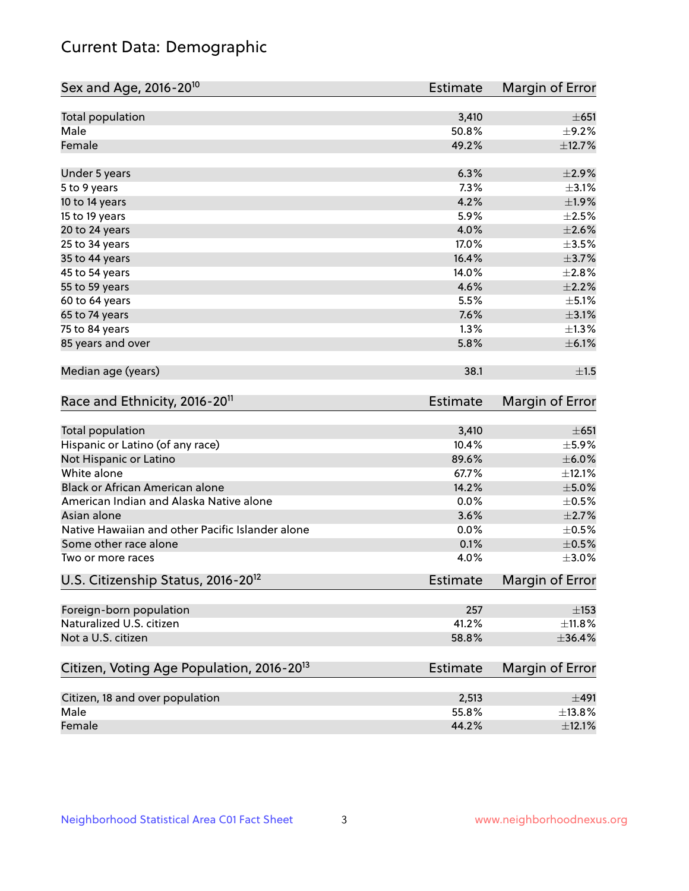# Current Data: Demographic

| Sex and Age, 2016-20[10] | Estimate | Margin of Error |
|---|---|---|
| Total population | 3,410 | ±651 |
| Male | 50.8% | ±9.2% |
| Female | 49.2% | ±12.7% |
| Under 5 years | 6.3% | ±2.9% |
| 5 to 9 years | 7.3% | ±3.1% |
| 10 to 14 years | 4.2% | ±1.9% |
| 15 to 19 years | 5.9% | ±2.5% |
| 20 to 24 years | 4.0% | ±2.6% |
| 25 to 34 years | 17.0% | ±3.5% |
| 35 to 44 years | 16.4% | ±3.7% |
| 45 to 54 years | 14.0% | ±2.8% |
| 55 to 59 years | 4.6% | ±2.2% |
| 60 to 64 years | 5.5% | ±5.1% |
| 65 to 74 years | 7.6% | ±3.1% |
| 75 to 84 years | 1.3% | ±1.3% |
| 85 years and over | 5.8% | ±6.1% |
| Median age (years) | 38.1 | ±1.5 |

| Race and Ethnicity, 2016-20[11] | Estimate | Margin of Error |
|---|---|---|
| Total population | 3,410 | ±651 |
| Hispanic or Latino (of any race) | 10.4% | ±5.9% |
| Not Hispanic or Latino | 89.6% | ±6.0% |
| White alone | 67.7% | ±12.1% |
| Black or African American alone | 14.2% | ±5.0% |
| American Indian and Alaska Native alone | 0.0% | ±0.5% |
| Asian alone | 3.6% | ±2.7% |
| Native Hawaiian and other Pacific Islander alone | 0.0% | ±0.5% |
| Some other race alone | 0.1% | ±0.5% |
| Two or more races | 4.0% | ±3.0% |

| U.S. Citizenship Status, 2016-20[12] | Estimate | Margin of Error |
|---|---|---|
| Foreign-born population | 257 | ±153 |
| Naturalized U.S. citizen | 41.2% | ±11.8% |
| Not a U.S. citizen | 58.8% | ±36.4% |

| Citizen, Voting Age Population, 2016-20[13] | Estimate | Margin of Error |
|---|---|---|
| Citizen, 18 and over population | 2,513 | ±491 |
| Male | 55.8% | ±13.8% |
| Female | 44.2% | ±12.1% |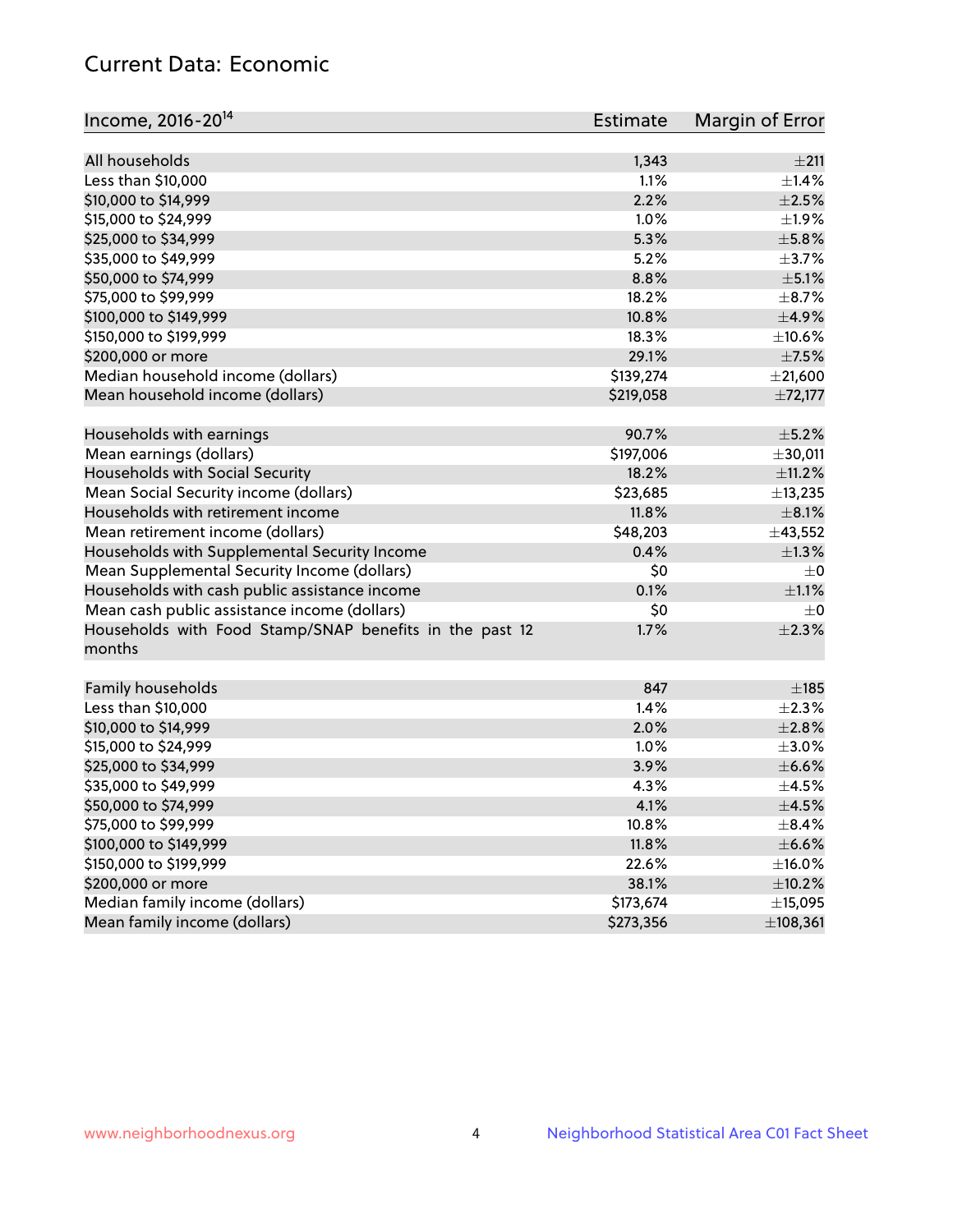## Current Data: Economic

| Income, 2016-20[14] | Estimate | Margin of Error |
|---|---|---|
| All households | 1,343 | ±211 |
| Less than $10,000 | 1.1% | ±1.4% |
| $10,000 to $14,999 | 2.2% | ±2.5% |
| $15,000 to $24,999 | 1.0% | ±1.9% |
| $25,000 to $34,999 | 5.3% | ±5.8% |
| $35,000 to $49,999 | 5.2% | ±3.7% |
| $50,000 to $74,999 | 8.8% | ±5.1% |
| $75,000 to $99,999 | 18.2% | ±8.7% |
| $100,000 to $149,999 | 10.8% | ±4.9% |
| $150,000 to $199,999 | 18.3% | ±10.6% |
| $200,000 or more | 29.1% | ±7.5% |
| Median household income (dollars) | $139,274 | ±21,600 |
| Mean household income (dollars) | $219,058 | ±72,177 |
| | | |
| Households with earnings | 90.7% | ±5.2% |
| Mean earnings (dollars) | $197,006 | ±30,011 |
| Households with Social Security | 18.2% | ±11.2% |
| Mean Social Security income (dollars) | $23,685 | ±13,235 |
| Households with retirement income | 11.8% | ±8.1% |
| Mean retirement income (dollars) | $48,203 | ±43,552 |
| Households with Supplemental Security Income | 0.4% | ±1.3% |
| Mean Supplemental Security Income (dollars) | $0 | ±0 |
| Households with cash public assistance income | 0.1% | ±1.1% |
| Mean cash public assistance income (dollars) | $0 | ±0 |
| Households with Food Stamp/SNAP benefits in the past 12 months | 1.7% | ±2.3% |
| | | |
| Family households | 847 | ±185 |
| Less than $10,000 | 1.4% | ±2.3% |
| $10,000 to $14,999 | 2.0% | ±2.8% |
| $15,000 to $24,999 | 1.0% | ±3.0% |
| $25,000 to $34,999 | 3.9% | ±6.6% |
| $35,000 to $49,999 | 4.3% | ±4.5% |
| $50,000 to $74,999 | 4.1% | ±4.5% |
| $75,000 to $99,999 | 10.8% | ±8.4% |
| $100,000 to $149,999 | 11.8% | ±6.6% |
| $150,000 to $199,999 | 22.6% | ±16.0% |
| $200,000 or more | 38.1% | ±10.2% |
| Median family income (dollars) | $173,674 | ±15,095 |
| Mean family income (dollars) | $273,356 | ±108,361 |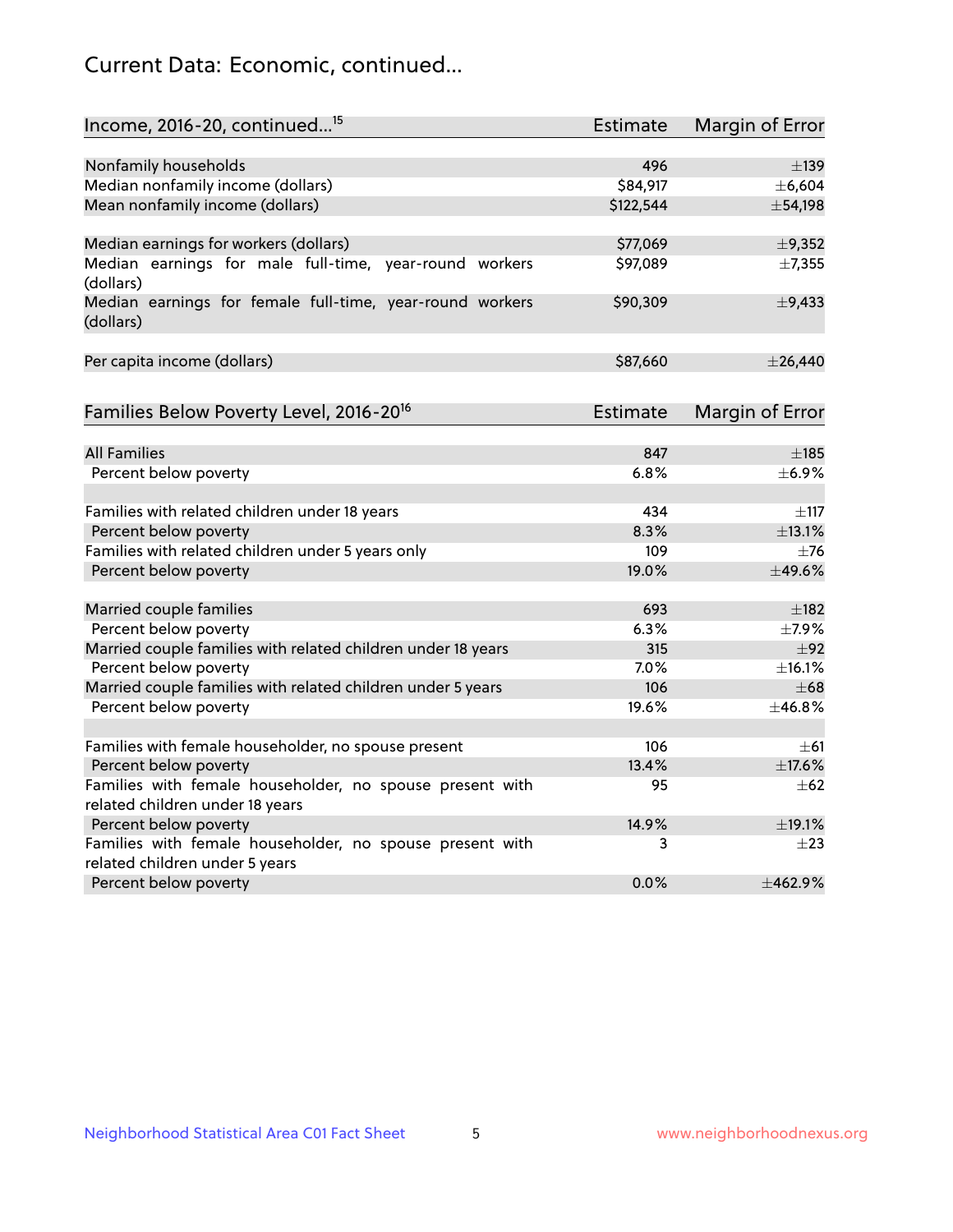## Current Data: Economic, continued...

| Income, 2016-20, continued...[15] | Estimate | Margin of Error |
|---|---|---|
| Nonfamily households | 496 | ±139 |
| Median nonfamily income (dollars) | $84,917 | ±6,604 |
| Mean nonfamily income (dollars) | $122,544 | ±54,198 |
| | | |
| Median earnings for workers (dollars) | $77,069 | ±9,352 |
| Median earnings for male full-time, year-round workers (dollars) | $97,089 | ±7,355 |
| Median earnings for female full-time, year-round workers (dollars) | $90,309 | ±9,433 |
| | | |
| Per capita income (dollars) | $87,660 | ±26,440 |

| Families Below Poverty Level, 2016-20[16] | Estimate | Margin of Error |
|---|---|---|
| All Families | 847 | ±185 |
| Percent below poverty | 6.8% | ±6.9% |
| | | |
| Families with related children under 18 years | 434 | ±117 |
| Percent below poverty | 8.3% | ±13.1% |
| Families with related children under 5 years only | 109 | ±76 |
| Percent below poverty | 19.0% | ±49.6% |
| | | |
| Married couple families | 693 | ±182 |
| Percent below poverty | 6.3% | ±7.9% |
| Married couple families with related children under 18 years | 315 | ±92 |
| Percent below poverty | 7.0% | ±16.1% |
| Married couple families with related children under 5 years | 106 | ±68 |
| Percent below poverty | 19.6% | ±46.8% |
| | | |
| Families with female householder, no spouse present | 106 | ±61 |
| Percent below poverty | 13.4% | ±17.6% |
| Families with female householder, no spouse present with related children under 18 years | 95 | ±62 |
| Percent below poverty | 14.9% | ±19.1% |
| Families with female householder, no spouse present with related children under 5 years | 3 | ±23 |
| Percent below poverty | 0.0% | ±462.9% |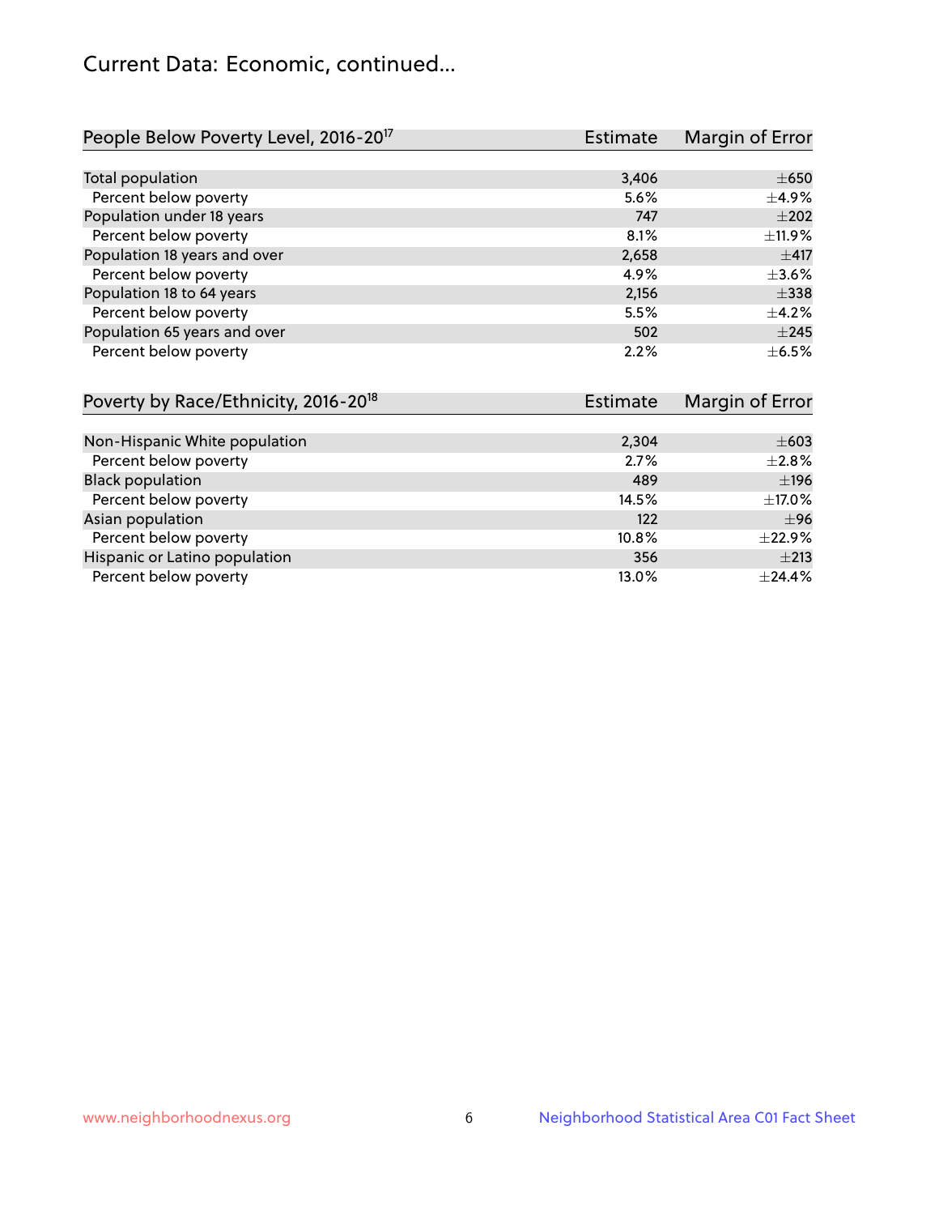## Current Data: Economic, continued...

| People Below Poverty Level, 2016-20[17] | Estimate | Margin of Error |
|---|---|---|
| Total population | 3,406 | ±650 |
| Percent below poverty | 5.6% | ±4.9% |
| Population under 18 years | 747 | ±202 |
| Percent below poverty | 8.1% | ±11.9% |
| Population 18 years and over | 2,658 | ±417 |
| Percent below poverty | 4.9% | ±3.6% |
| Population 18 to 64 years | 2,156 | ±338 |
| Percent below poverty | 5.5% | ±4.2% |
| Population 65 years and over | 502 | ±245 |
| Percent below poverty | 2.2% | ±6.5% |

| Poverty by Race/Ethnicity, 2016-20[18] | Estimate | Margin of Error |
|---|---|---|
| Non-Hispanic White population | 2,304 | ±603 |
| Percent below poverty | 2.7% | ±2.8% |
| Black population | 489 | ±196 |
| Percent below poverty | 14.5% | ±17.0% |
| Asian population | 122 | ±96 |
| Percent below poverty | 10.8% | ±22.9% |
| Hispanic or Latino population | 356 | ±213 |
| Percent below poverty | 13.0% | ±24.4% |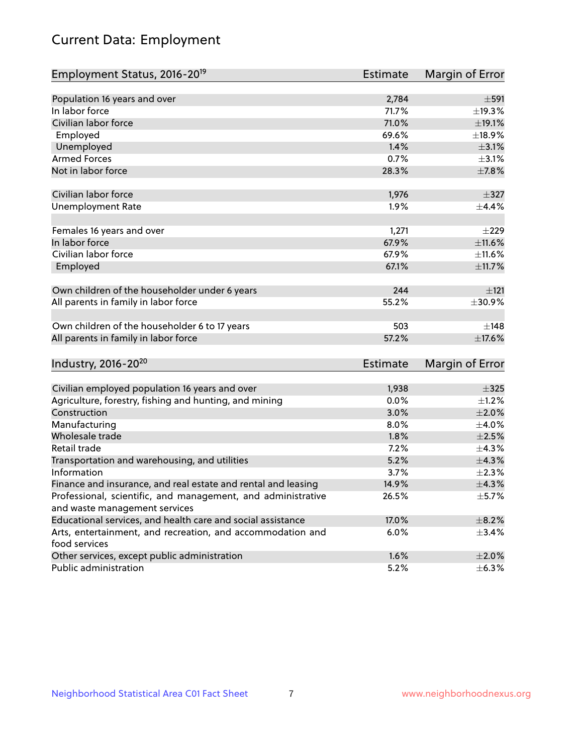# Current Data: Employment

| Employment Status, 2016-20[19] | Estimate | Margin of Error |
|---|---|---|
| Population 16 years and over | 2,784 | ±591 |
| In labor force | 71.7% | ±19.3% |
| Civilian labor force | 71.0% | ±19.1% |
| Employed | 69.6% | ±18.9% |
| Unemployed | 1.4% | ±3.1% |
| Armed Forces | 0.7% | ±3.1% |
| Not in labor force | 28.3% | ±7.8% |
| | | |
| Civilian labor force | 1,976 | ±327 |
| Unemployment Rate | 1.9% | ±4.4% |
| | | |
| Females 16 years and over | 1,271 | ±229 |
| In labor force | 67.9% | ±11.6% |
| Civilian labor force | 67.9% | ±11.6% |
| Employed | 67.1% | ±11.7% |
| | | |
| Own children of the householder under 6 years | 244 | ±121 |
| All parents in family in labor force | 55.2% | ±30.9% |
| | | |
| Own children of the householder 6 to 17 years | 503 | ±148 |
| All parents in family in labor force | 57.2% | ±17.6% |

| Industry, 2016-20[20] | Estimate | Margin of Error |
|---|---|---|
| Civilian employed population 16 years and over | 1,938 | ±325 |
| Agriculture, forestry, fishing and hunting, and mining | 0.0% | ±1.2% |
| Construction | 3.0% | ±2.0% |
| Manufacturing | 8.0% | ±4.0% |
| Wholesale trade | 1.8% | ±2.5% |
| Retail trade | 7.2% | ±4.3% |
| Transportation and warehousing, and utilities | 5.2% | ±4.3% |
| Information | 3.7% | ±2.3% |
| Finance and insurance, and real estate and rental and leasing | 14.9% | ±4.3% |
| Professional, scientific, and management, and administrative and waste management services | 26.5% | ±5.7% |
| Educational services, and health care and social assistance | 17.0% | ±8.2% |
| Arts, entertainment, and recreation, and accommodation and food services | 6.0% | ±3.4% |
| Other services, except public administration | 1.6% | ±2.0% |
| Public administration | 5.2% | ±6.3% |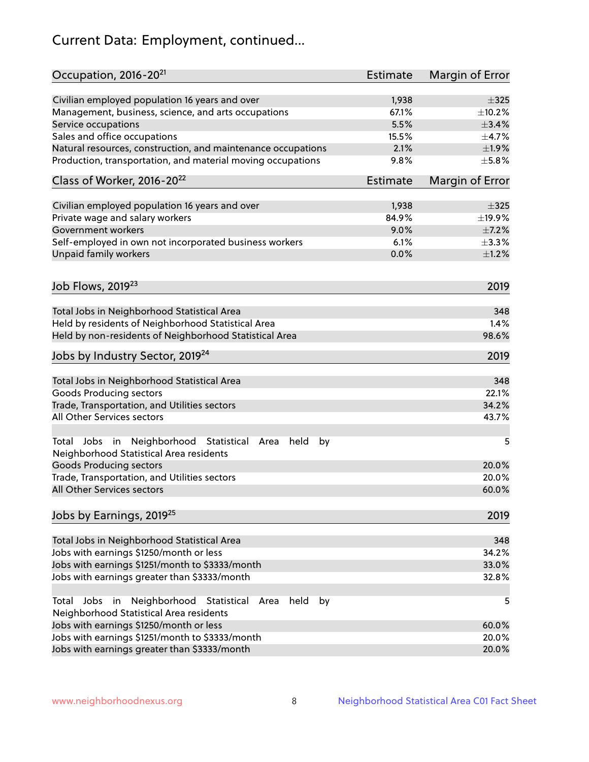# Current Data: Employment, continued...

| Occupation, 2016-20[21] | Estimate | Margin of Error |
|---|---|---|
| Civilian employed population 16 years and over | 1,938 | ±325 |
| Management, business, science, and arts occupations | 67.1% | ±10.2% |
| Service occupations | 5.5% | ±3.4% |
| Sales and office occupations | 15.5% | ±4.7% |
| Natural resources, construction, and maintenance occupations | 2.1% | ±1.9% |
| Production, transportation, and material moving occupations | 9.8% | ±5.8% |

| Class of Worker, 2016-20[22] | Estimate | Margin of Error |
|---|---|---|
| Civilian employed population 16 years and over | 1,938 | ±325 |
| Private wage and salary workers | 84.9% | ±19.9% |
| Government workers | 9.0% | ±7.2% |
| Self-employed in own not incorporated business workers | 6.1% | ±3.3% |
| Unpaid family workers | 0.0% | ±1.2% |

| Job Flows, 2019[23] | 2019 |
|---|---|
| Total Jobs in Neighborhood Statistical Area | 348 |
| Held by residents of Neighborhood Statistical Area | 1.4% |
| Held by non-residents of Neighborhood Statistical Area | 98.6% |

| Jobs by Industry Sector, 2019[24] | 2019 |
|---|---|
| Total Jobs in Neighborhood Statistical Area | 348 |
| Goods Producing sectors | 22.1% |
| Trade, Transportation, and Utilities sectors | 34.2% |
| All Other Services sectors | 43.7% |
| | |
| Total Jobs in Neighborhood Statistical Area held by Neighborhood Statistical Area residents | 5 |
| Goods Producing sectors | 20.0% |
| Trade, Transportation, and Utilities sectors | 20.0% |
| All Other Services sectors | 60.0% |

| Jobs by Earnings, 2019[25] | 2019 |
|---|---|
| Total Jobs in Neighborhood Statistical Area | 348 |
| Jobs with earnings $1250/month or less | 34.2% |
| Jobs with earnings $1251/month to $3333/month | 33.0% |
| Jobs with earnings greater than $3333/month | 32.8% |
| | |
| Total Jobs in Neighborhood Statistical Area held by Neighborhood Statistical Area residents | 5 |
| Jobs with earnings $1250/month or less | 60.0% |
| Jobs with earnings $1251/month to $3333/month | 20.0% |
| Jobs with earnings greater than $3333/month | 20.0% |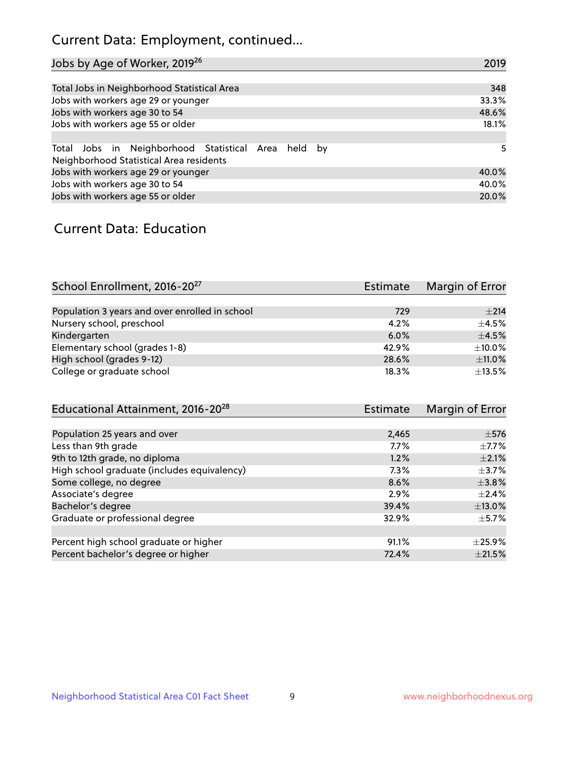# Current Data: Employment, continued...

| Jobs by Age of Worker, 2019[26] | 2019 |
|---|---|
| Total Jobs in Neighborhood Statistical Area | 348 |
| Jobs with workers age 29 or younger | 33.3% |
| Jobs with workers age 30 to 54 | 48.6% |
| Jobs with workers age 55 or older | 18.1% |
| | |
| Total Jobs in Neighborhood Statistical Area held by Neighborhood Statistical Area residents | 5 |
| Jobs with workers age 29 or younger | 40.0% |
| Jobs with workers age 30 to 54 | 40.0% |
| Jobs with workers age 55 or older | 20.0% |

## Current Data: Education

| School Enrollment, 2016-20[27] | Estimate | Margin of Error |
|---|---|---|
| Population 3 years and over enrolled in school | 729 | ±214 |
| Nursery school, preschool | 4.2% | ±4.5% |
| Kindergarten | 6.0% | ±4.5% |
| Elementary school (grades 1-8) | 42.9% | ±10.0% |
| High school (grades 9-12) | 28.6% | ±11.0% |
| College or graduate school | 18.3% | ±13.5% |

| Educational Attainment, 2016-20[28] | Estimate | Margin of Error |
|---|---|---|
| Population 25 years and over | 2,465 | ±576 |
| Less than 9th grade | 7.7% | ±7.7% |
| 9th to 12th grade, no diploma | 1.2% | ±2.1% |
| High school graduate (includes equivalency) | 7.3% | ±3.7% |
| Some college, no degree | 8.6% | ±3.8% |
| Associate's degree | 2.9% | ±2.4% |
| Bachelor's degree | 39.4% | ±13.0% |
| Graduate or professional degree | 32.9% | ±5.7% |
| | | |
| Percent high school graduate or higher | 91.1% | ±25.9% |
| Percent bachelor's degree or higher | 72.4% | ±21.5% |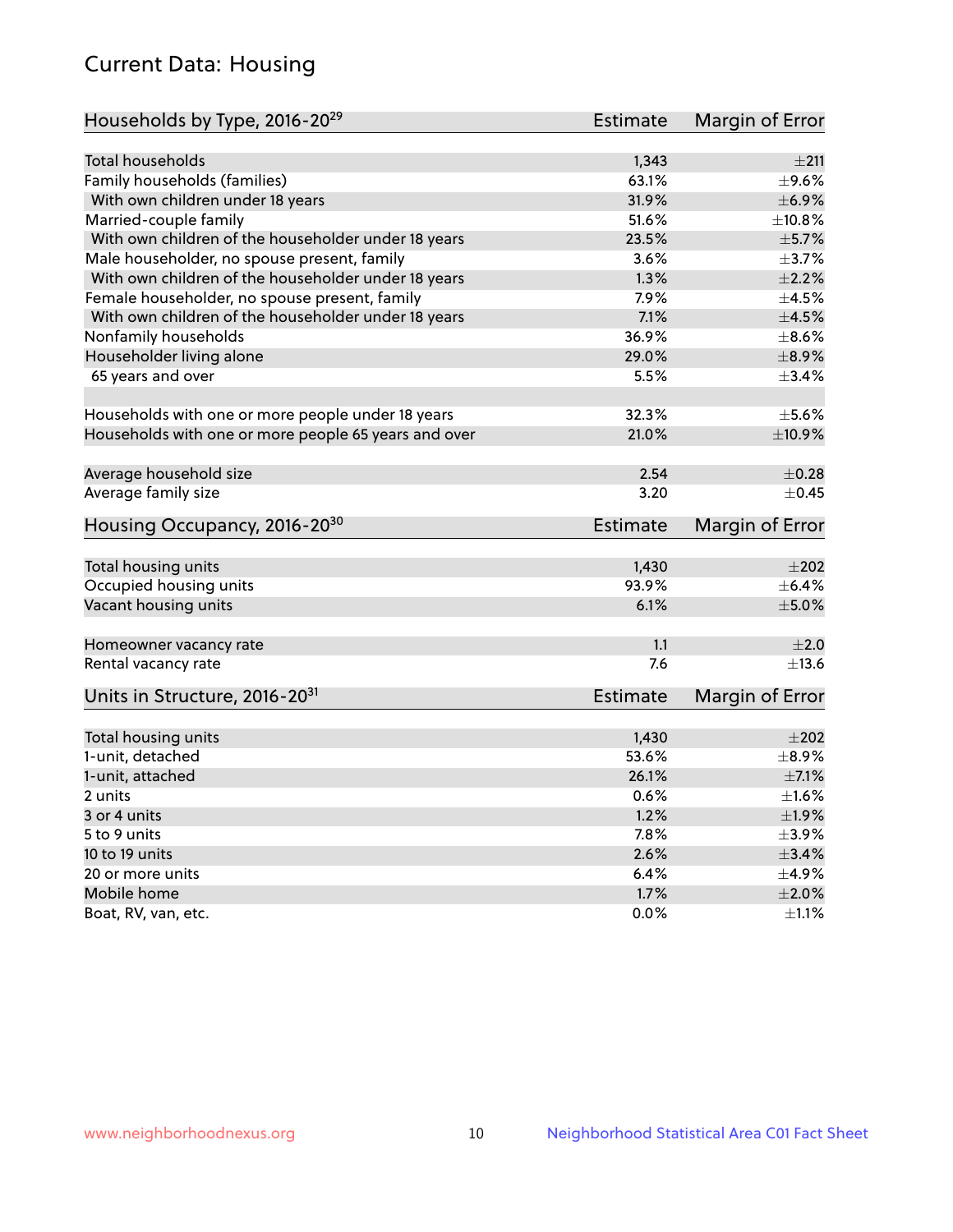## Current Data: Housing

| Households by Type, 2016-20[29] | Estimate | Margin of Error |
|---|---|---|
| Total households | 1,343 | ±211 |
| Family households (families) | 63.1% | ±9.6% |
| With own children under 18 years | 31.9% | ±6.9% |
| Married-couple family | 51.6% | ±10.8% |
| With own children of the householder under 18 years | 23.5% | ±5.7% |
| Male householder, no spouse present, family | 3.6% | ±3.7% |
| With own children of the householder under 18 years | 1.3% | ±2.2% |
| Female householder, no spouse present, family | 7.9% | ±4.5% |
| With own children of the householder under 18 years | 7.1% | ±4.5% |
| Nonfamily households | 36.9% | ±8.6% |
| Householder living alone | 29.0% | ±8.9% |
| 65 years and over | 5.5% | ±3.4% |
| Households with one or more people under 18 years | 32.3% | ±5.6% |
| Households with one or more people 65 years and over | 21.0% | ±10.9% |
| Average household size | 2.54 | ±0.28 |
| Average family size | 3.20 | ±0.45 |

| Housing Occupancy, 2016-20[30] | Estimate | Margin of Error |
|---|---|---|
| Total housing units | 1,430 | ±202 |
| Occupied housing units | 93.9% | ±6.4% |
| Vacant housing units | 6.1% | ±5.0% |
| Homeowner vacancy rate | 1.1 | ±2.0 |
| Rental vacancy rate | 7.6 | ±13.6 |

| Units in Structure, 2016-20[31] | Estimate | Margin of Error |
|---|---|---|
| Total housing units | 1,430 | ±202 |
| 1-unit, detached | 53.6% | ±8.9% |
| 1-unit, attached | 26.1% | ±7.1% |
| 2 units | 0.6% | ±1.6% |
| 3 or 4 units | 1.2% | ±1.9% |
| 5 to 9 units | 7.8% | ±3.9% |
| 10 to 19 units | 2.6% | ±3.4% |
| 20 or more units | 6.4% | ±4.9% |
| Mobile home | 1.7% | ±2.0% |
| Boat, RV, van, etc. | 0.0% | ±1.1% |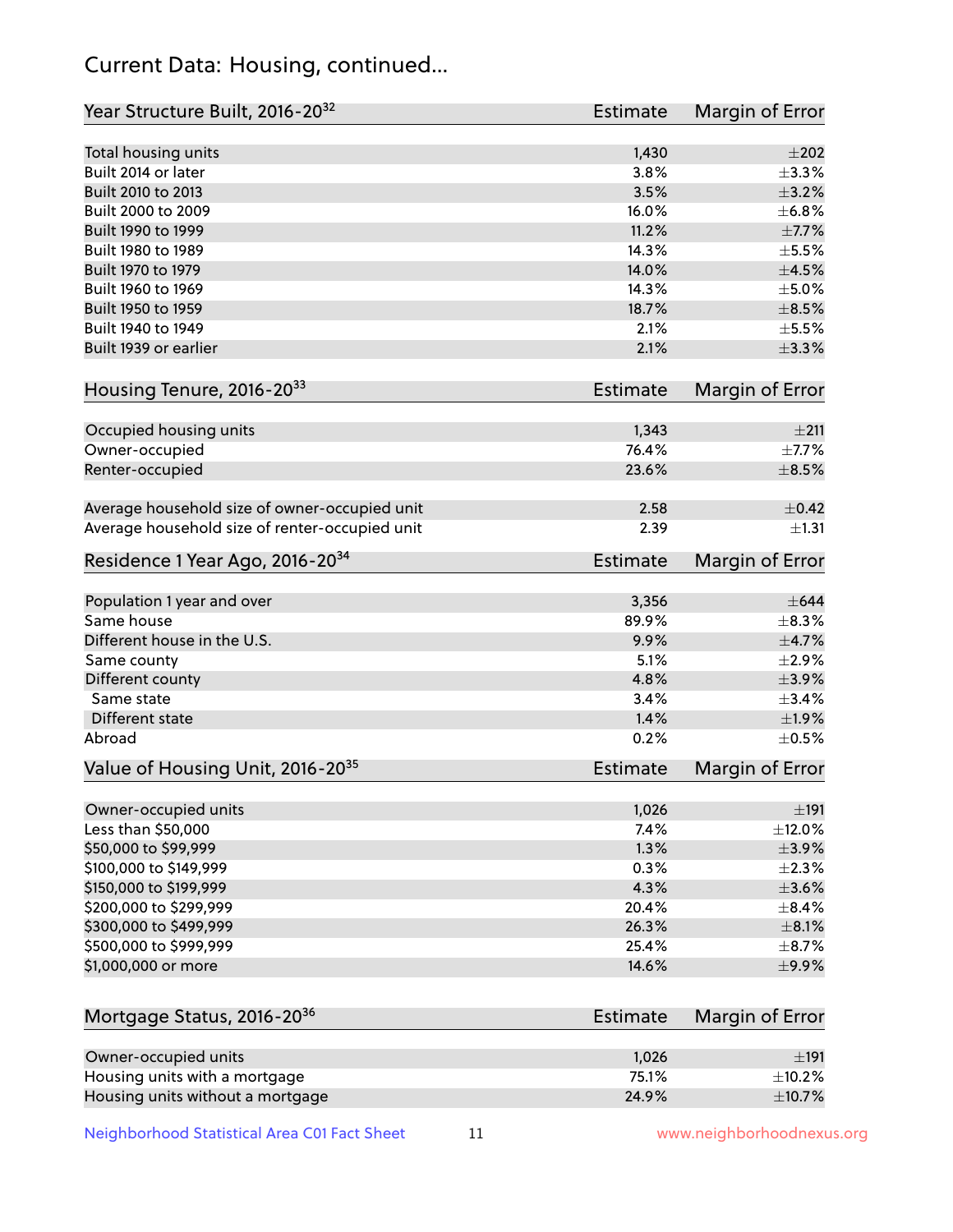## Current Data: Housing, continued...

| Year Structure Built, 2016-20[32] | Estimate | Margin of Error |
|---|---|---|
| Total housing units | 1,430 | ±202 |
| Built 2014 or later | 3.8% | ±3.3% |
| Built 2010 to 2013 | 3.5% | ±3.2% |
| Built 2000 to 2009 | 16.0% | ±6.8% |
| Built 1990 to 1999 | 11.2% | ±7.7% |
| Built 1980 to 1989 | 14.3% | ±5.5% |
| Built 1970 to 1979 | 14.0% | ±4.5% |
| Built 1960 to 1969 | 14.3% | ±5.0% |
| Built 1950 to 1959 | 18.7% | ±8.5% |
| Built 1940 to 1949 | 2.1% | ±5.5% |
| Built 1939 or earlier | 2.1% | ±3.3% |

| Housing Tenure, 2016-20[33] | Estimate | Margin of Error |
|---|---|---|
| Occupied housing units | 1,343 | ±211 |
| Owner-occupied | 76.4% | ±7.7% |
| Renter-occupied | 23.6% | ±8.5% |
| Average household size of owner-occupied unit | 2.58 | ±0.42 |
| Average household size of renter-occupied unit | 2.39 | ±1.31 |

| Residence 1 Year Ago, 2016-20[34] | Estimate | Margin of Error |
|---|---|---|
| Population 1 year and over | 3,356 | ±644 |
| Same house | 89.9% | ±8.3% |
| Different house in the U.S. | 9.9% | ±4.7% |
| Same county | 5.1% | ±2.9% |
| Different county | 4.8% | ±3.9% |
| Same state | 3.4% | ±3.4% |
| Different state | 1.4% | ±1.9% |
| Abroad | 0.2% | ±0.5% |

| Value of Housing Unit, 2016-20[35] | Estimate | Margin of Error |
|---|---|---|
| Owner-occupied units | 1,026 | ±191 |
| Less than $50,000 | 7.4% | ±12.0% |
| $50,000 to $99,999 | 1.3% | ±3.9% |
| $100,000 to $149,999 | 0.3% | ±2.3% |
| $150,000 to $199,999 | 4.3% | ±3.6% |
| $200,000 to $299,999 | 20.4% | ±8.4% |
| $300,000 to $499,999 | 26.3% | ±8.1% |
| $500,000 to $999,999 | 25.4% | ±8.7% |
| $1,000,000 or more | 14.6% | ±9.9% |

| Mortgage Status, 2016-20[36] | Estimate | Margin of Error |
|---|---|---|
| Owner-occupied units | 1,026 | ±191 |
| Housing units with a mortgage | 75.1% | ±10.2% |
| Housing units without a mortgage | 24.9% | ±10.7% |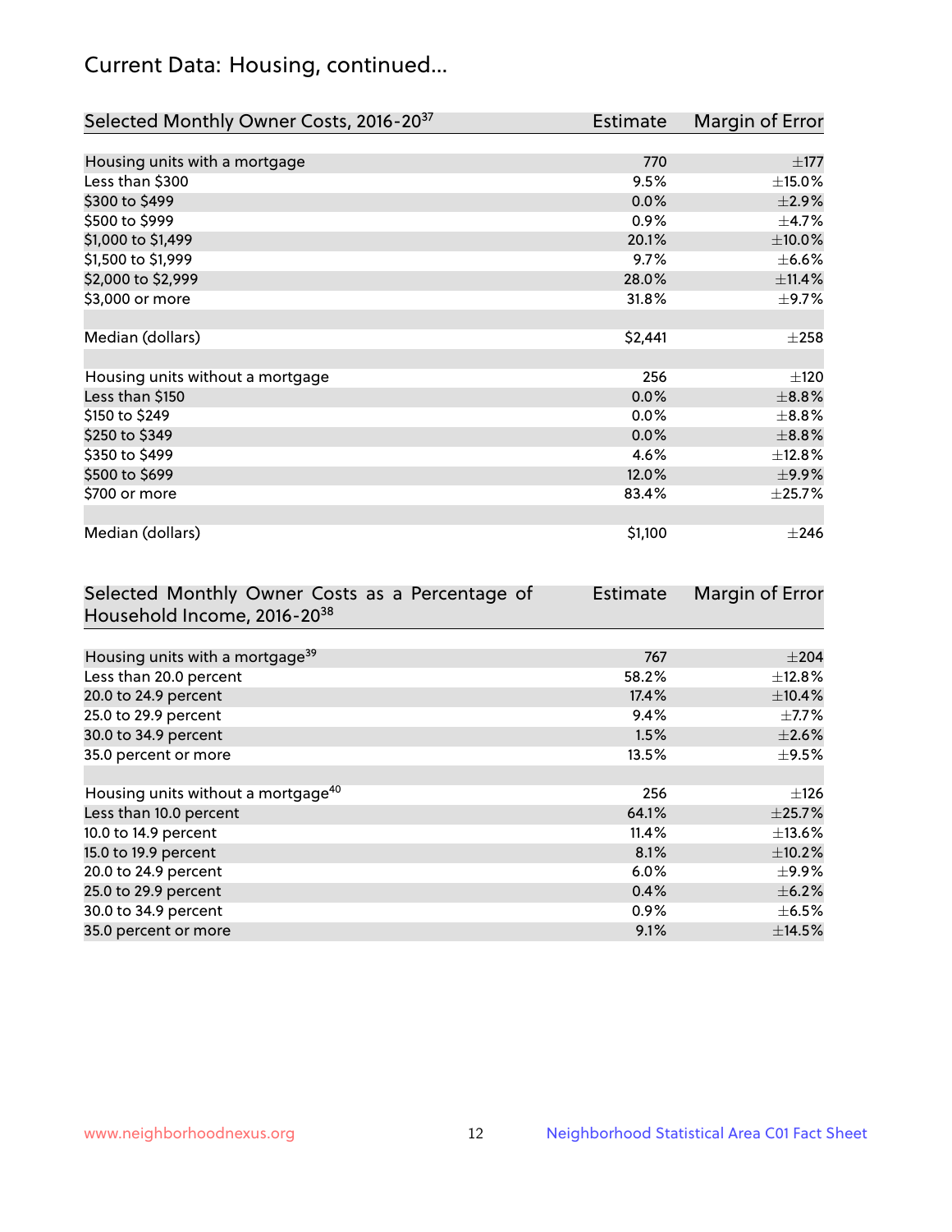## Current Data: Housing, continued...

| Selected Monthly Owner Costs, 2016-20[37] | Estimate | Margin of Error |
|---|---|---|
| Housing units with a mortgage | 770 | ±177 |
| Less than $300 | 9.5% | ±15.0% |
| $300 to $499 | 0.0% | ±2.9% |
| $500 to $999 | 0.9% | ±4.7% |
| $1,000 to $1,499 | 20.1% | ±10.0% |
| $1,500 to $1,999 | 9.7% | ±6.6% |
| $2,000 to $2,999 | 28.0% | ±11.4% |
| $3,000 or more | 31.8% | ±9.7% |
| | | |
| Median (dollars) | $2,441 | ±258 |
| | | |
| Housing units without a mortgage | 256 | ±120 |
| Less than $150 | 0.0% | ±8.8% |
| $150 to $249 | 0.0% | ±8.8% |
| $250 to $349 | 0.0% | ±8.8% |
| $350 to $499 | 4.6% | ±12.8% |
| $500 to $699 | 12.0% | ±9.9% |
| $700 or more | 83.4% | ±25.7% |
| | | |
| Median (dollars) | $1,100 | ±246 |

| Selected Monthly Owner Costs as a Percentage of Household Income, 2016-20[38] | Estimate | Margin of Error |
|---|---|---|
| Housing units with a mortgage[39] | 767 | ±204 |
| Less than 20.0 percent | 58.2% | ±12.8% |
| 20.0 to 24.9 percent | 17.4% | ±10.4% |
| 25.0 to 29.9 percent | 9.4% | ±7.7% |
| 30.0 to 34.9 percent | 1.5% | ±2.6% |
| 35.0 percent or more | 13.5% | ±9.5% |
| | | |
| Housing units without a mortgage[40] | 256 | ±126 |
| Less than 10.0 percent | 64.1% | ±25.7% |
| 10.0 to 14.9 percent | 11.4% | ±13.6% |
| 15.0 to 19.9 percent | 8.1% | ±10.2% |
| 20.0 to 24.9 percent | 6.0% | ±9.9% |
| 25.0 to 29.9 percent | 0.4% | ±6.2% |
| 30.0 to 34.9 percent | 0.9% | ±6.5% |
| 35.0 percent or more | 9.1% | ±14.5% |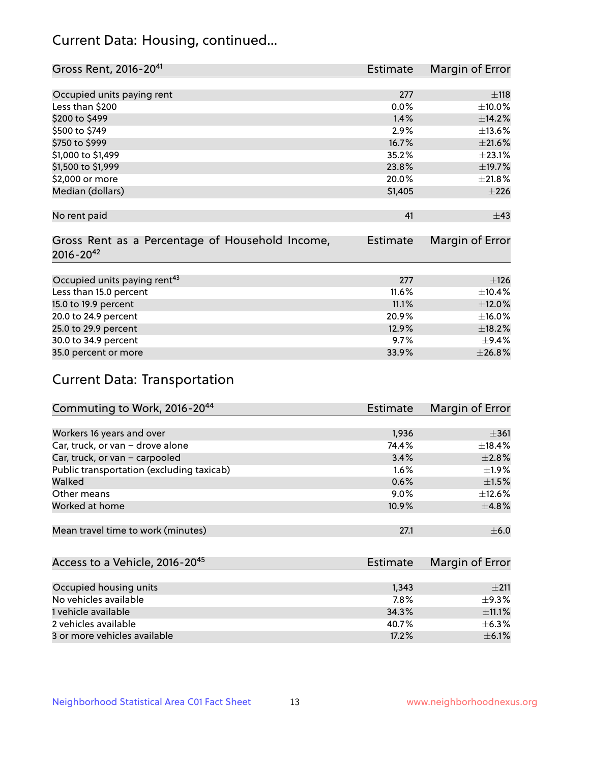## Current Data: Housing, continued...

| Gross Rent, 2016-20[41] | Estimate | Margin of Error |
|---|---|---|
| Occupied units paying rent | 277 | ±118 |
| Less than $200 | 0.0% | ±10.0% |
| $200 to $499 | 1.4% | ±14.2% |
| $500 to $749 | 2.9% | ±13.6% |
| $750 to $999 | 16.7% | ±21.6% |
| $1,000 to $1,499 | 35.2% | ±23.1% |
| $1,500 to $1,999 | 23.8% | ±19.7% |
| $2,000 or more | 20.0% | ±21.8% |
| Median (dollars) | $1,405 | ±226 |
| No rent paid | 41 | ±43 |

| Gross Rent as a Percentage of Household Income, 2016-20[42] | Estimate | Margin of Error |
|---|---|---|
| Occupied units paying rent[43] | 277 | ±126 |
| Less than 15.0 percent | 11.6% | ±10.4% |
| 15.0 to 19.9 percent | 11.1% | ±12.0% |
| 20.0 to 24.9 percent | 20.9% | ±16.0% |
| 25.0 to 29.9 percent | 12.9% | ±18.2% |
| 30.0 to 34.9 percent | 9.7% | ±9.4% |
| 35.0 percent or more | 33.9% | ±26.8% |

## Current Data: Transportation

| Commuting to Work, 2016-20[44] | Estimate | Margin of Error |
|---|---|---|
| Workers 16 years and over | 1,936 | ±361 |
| Car, truck, or van – drove alone | 74.4% | ±18.4% |
| Car, truck, or van – carpooled | 3.4% | ±2.8% |
| Public transportation (excluding taxicab) | 1.6% | ±1.9% |
| Walked | 0.6% | ±1.5% |
| Other means | 9.0% | ±12.6% |
| Worked at home | 10.9% | ±4.8% |
| Mean travel time to work (minutes) | 27.1 | ±6.0 |

| Access to a Vehicle, 2016-20[45] | Estimate | Margin of Error |
|---|---|---|
| Occupied housing units | 1,343 | ±211 |
| No vehicles available | 7.8% | ±9.3% |
| 1 vehicle available | 34.3% | ±11.1% |
| 2 vehicles available | 40.7% | ±6.3% |
| 3 or more vehicles available | 17.2% | ±6.1% |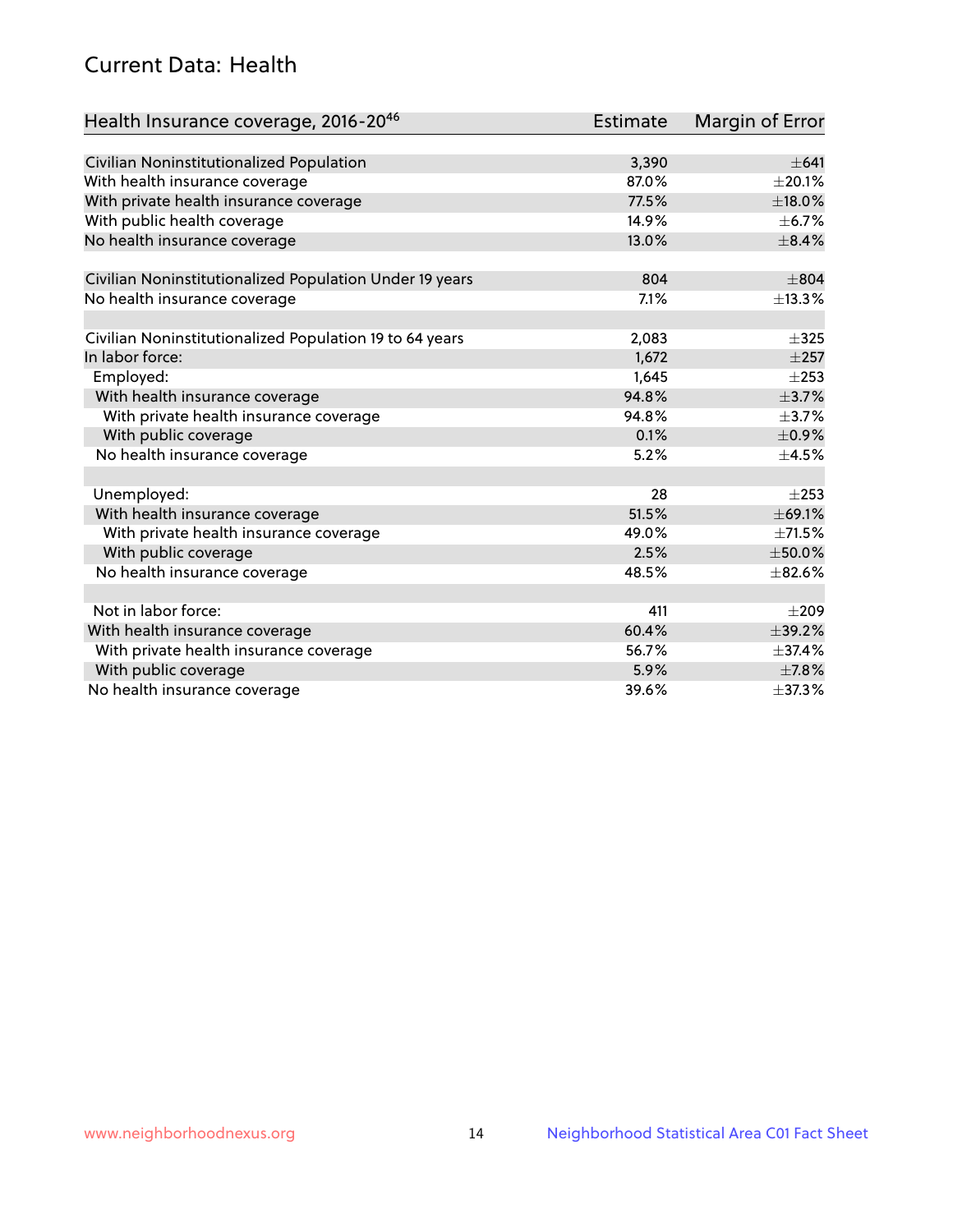## Current Data: Health

| Health Insurance coverage, 2016-20[46] | Estimate | Margin of Error |
|---|---|---|
| Civilian Noninstitutionalized Population | 3,390 | ±641 |
| With health insurance coverage | 87.0% | ±20.1% |
| With private health insurance coverage | 77.5% | ±18.0% |
| With public health coverage | 14.9% | ±6.7% |
| No health insurance coverage | 13.0% | ±8.4% |
| | | |
| Civilian Noninstitutionalized Population Under 19 years | 804 | ±804 |
| No health insurance coverage | 7.1% | ±13.3% |
| | | |
| Civilian Noninstitutionalized Population 19 to 64 years | 2,083 | ±325 |
| In labor force: | 1,672 | ±257 |
| Employed: | 1,645 | ±253 |
| With health insurance coverage | 94.8% | ±3.7% |
| With private health insurance coverage | 94.8% | ±3.7% |
| With public coverage | 0.1% | ±0.9% |
| No health insurance coverage | 5.2% | ±4.5% |
| | | |
| Unemployed: | 28 | ±253 |
| With health insurance coverage | 51.5% | ±69.1% |
| With private health insurance coverage | 49.0% | ±71.5% |
| With public coverage | 2.5% | ±50.0% |
| No health insurance coverage | 48.5% | ±82.6% |
| | | |
| Not in labor force: | 411 | ±209 |
| With health insurance coverage | 60.4% | ±39.2% |
| With private health insurance coverage | 56.7% | ±37.4% |
| With public coverage | 5.9% | ±7.8% |
| No health insurance coverage | 39.6% | ±37.3% |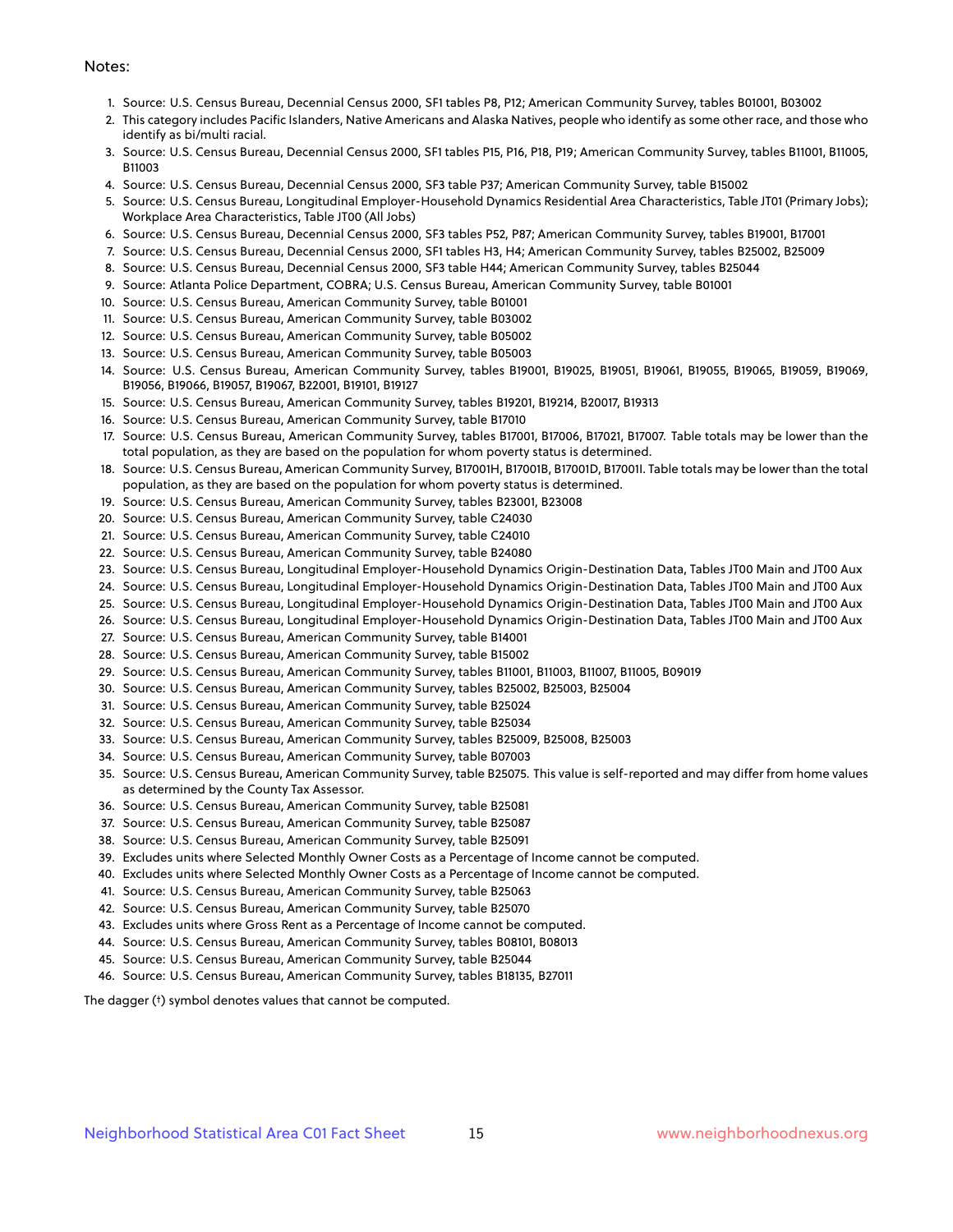Notes:

1. Source: U.S. Census Bureau, Decennial Census 2000, SF1 tables P8, P12; American Community Survey, tables B01001, B03002
2. This category includes Pacific Islanders, Native Americans and Alaska Natives, people who identify as some other race, and those who identify as bi/multi racial.
3. Source: U.S. Census Bureau, Decennial Census 2000, SF1 tables P15, P16, P18, P19; American Community Survey, tables B11001, B11005, B11003
4. Source: U.S. Census Bureau, Decennial Census 2000, SF3 table P37; American Community Survey, table B15002
5. Source: U.S. Census Bureau, Longitudinal Employer-Household Dynamics Residential Area Characteristics, Table JT01 (Primary Jobs); Workplace Area Characteristics, Table JT00 (All Jobs)
6. Source: U.S. Census Bureau, Decennial Census 2000, SF3 tables P52, P87; American Community Survey, tables B19001, B17001
7. Source: U.S. Census Bureau, Decennial Census 2000, SF1 tables H3, H4; American Community Survey, tables B25002, B25009
8. Source: U.S. Census Bureau, Decennial Census 2000, SF3 table H44; American Community Survey, tables B25044
9. Source: Atlanta Police Department, COBRA; U.S. Census Bureau, American Community Survey, table B01001
10. Source: U.S. Census Bureau, American Community Survey, table B01001
11. Source: U.S. Census Bureau, American Community Survey, table B03002
12. Source: U.S. Census Bureau, American Community Survey, table B05002
13. Source: U.S. Census Bureau, American Community Survey, table B05003
14. Source: U.S. Census Bureau, American Community Survey, tables B19001, B19025, B19051, B19061, B19055, B19065, B19059, B19069, B19056, B19066, B19057, B19067, B22001, B19101, B19127
15. Source: U.S. Census Bureau, American Community Survey, tables B19201, B19214, B20017, B19313
16. Source: U.S. Census Bureau, American Community Survey, table B17010
17. Source: U.S. Census Bureau, American Community Survey, tables B17001, B17006, B17021, B17007. Table totals may be lower than the total population, as they are based on the population for whom poverty status is determined.
18. Source: U.S. Census Bureau, American Community Survey, B17001H, B17001B, B17001D, B17001I. Table totals may be lower than the total population, as they are based on the population for whom poverty status is determined.
19. Source: U.S. Census Bureau, American Community Survey, tables B23001, B23008
20. Source: U.S. Census Bureau, American Community Survey, table C24030
21. Source: U.S. Census Bureau, American Community Survey, table C24010
22. Source: U.S. Census Bureau, American Community Survey, table B24080
23. Source: U.S. Census Bureau, Longitudinal Employer-Household Dynamics Origin-Destination Data, Tables JT00 Main and JT00 Aux
24. Source: U.S. Census Bureau, Longitudinal Employer-Household Dynamics Origin-Destination Data, Tables JT00 Main and JT00 Aux
25. Source: U.S. Census Bureau, Longitudinal Employer-Household Dynamics Origin-Destination Data, Tables JT00 Main and JT00 Aux
26. Source: U.S. Census Bureau, Longitudinal Employer-Household Dynamics Origin-Destination Data, Tables JT00 Main and JT00 Aux
27. Source: U.S. Census Bureau, American Community Survey, table B14001
28. Source: U.S. Census Bureau, American Community Survey, table B15002
29. Source: U.S. Census Bureau, American Community Survey, tables B11001, B11003, B11007, B11005, B09019
30. Source: U.S. Census Bureau, American Community Survey, tables B25002, B25003, B25004
31. Source: U.S. Census Bureau, American Community Survey, table B25024
32. Source: U.S. Census Bureau, American Community Survey, table B25034
33. Source: U.S. Census Bureau, American Community Survey, tables B25009, B25008, B25003
34. Source: U.S. Census Bureau, American Community Survey, table B07003
35. Source: U.S. Census Bureau, American Community Survey, table B25075. This value is self-reported and may differ from home values as determined by the County Tax Assessor.
36. Source: U.S. Census Bureau, American Community Survey, table B25081
37. Source: U.S. Census Bureau, American Community Survey, table B25087
38. Source: U.S. Census Bureau, American Community Survey, table B25091
39. Excludes units where Selected Monthly Owner Costs as a Percentage of Income cannot be computed.
40. Excludes units where Selected Monthly Owner Costs as a Percentage of Income cannot be computed.
41. Source: U.S. Census Bureau, American Community Survey, table B25063
42. Source: U.S. Census Bureau, American Community Survey, table B25070
43. Excludes units where Gross Rent as a Percentage of Income cannot be computed.
44. Source: U.S. Census Bureau, American Community Survey, tables B08101, B08013
45. Source: U.S. Census Bureau, American Community Survey, table B25044
46. Source: U.S. Census Bureau, American Community Survey, tables B18135, B27011

The dagger (†) symbol denotes values that cannot be computed.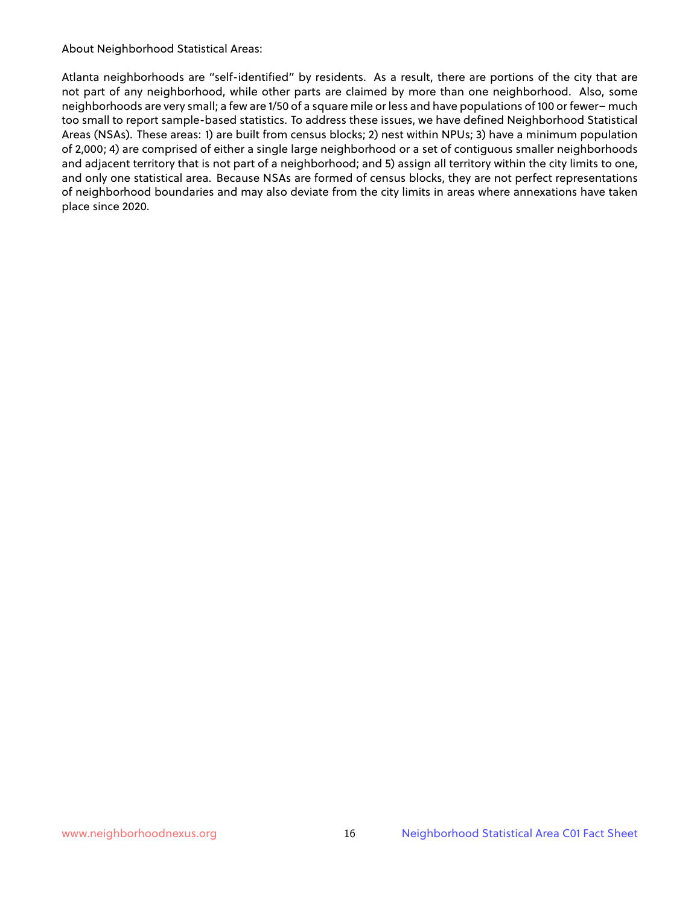About Neighborhood Statistical Areas:

Atlanta neighborhoods are "self-identified" by residents. As a result, there are portions of the city that are not part of any neighborhood, while other parts are claimed by more than one neighborhood. Also, some neighborhoods are very small; a few are 1/50 of a square mile or less and have populations of 100 or fewer– much too small to report sample-based statistics. To address these issues, we have defined Neighborhood Statistical Areas (NSAs). These areas: 1) are built from census blocks; 2) nest within NPUs; 3) have a minimum population of 2,000; 4) are comprised of either a single large neighborhood or a set of contiguous smaller neighborhoods and adjacent territory that is not part of a neighborhood; and 5) assign all territory within the city limits to one, and only one statistical area. Because NSAs are formed of census blocks, they are not perfect representations of neighborhood boundaries and may also deviate from the city limits in areas where annexations have taken place since 2020.